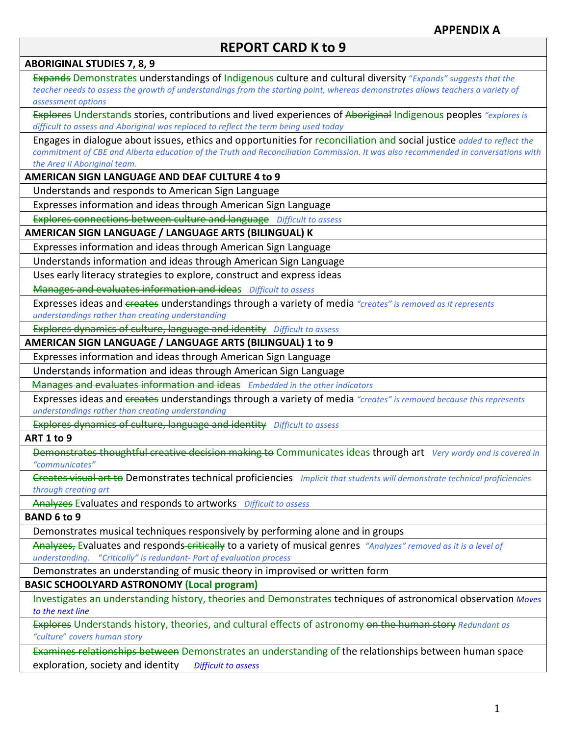**APPENDIX A**

# REPORT CARD K to 9

| **ABORIGINAL STUDIES 7, 8, 9** |
|---|
| ~~Expands~~ Demonstrates understandings of Indigenous culture and cultural diversity *"Expands" suggests that the teacher needs to assess the growth of understandings from the starting point, whereas demonstrates allows teachers a variety of assessment options* |
| ~~Explores~~ Understands stories, contributions and lived experiences of ~~Aboriginal~~ Indigenous peoples *"explores is difficult to assess and Aboriginal was replaced to reflect the term being used today* |
| Engages in dialogue about issues, ethics and opportunities for reconciliation and social justice *added to reflect the commitment of CBE and Alberta education of the Truth and Reconciliation Commission. It was also recommended in conversations with the Area II Aboriginal team.* |
| **AMERICAN SIGN LANGUAGE AND DEAF CULTURE 4 to 9** |
| Understands and responds to American Sign Language |
| Expresses information and ideas through American Sign Language |
| ~~Explores connections between culture and language~~ *Difficult to assess* |
| **AMERICAN SIGN LANGUAGE / LANGUAGE ARTS (BILINGUAL) K** |
| Expresses information and ideas through American Sign Language |
| Understands information and ideas through American Sign Language |
| Uses early literacy strategies to explore, construct and express ideas |
| ~~Manages and evaluates information and ideas~~ *Difficult to assess* |
| Expresses ideas and ~~creates~~ understandings through a variety of media *"creates" is removed as it represents understandings rather than creating understanding* |
| ~~Explores dynamics of culture, language and identity~~ *Difficult to assess* |
| **AMERICAN SIGN LANGUAGE / LANGUAGE ARTS (BILINGUAL) 1 to 9** |
| Expresses information and ideas through American Sign Language |
| Understands information and ideas through American Sign Language |
| ~~Manages and evaluates information and ideas~~ *Embedded in the other indicators* |
| Expresses ideas and ~~creates~~ understandings through a variety of media *"creates" is removed because this represents understandings rather than creating understanding* |
| ~~Explores dynamics of culture, language and identity~~ *Difficult to assess* |
| **ART 1 to 9** |
| ~~Demonstrates thoughtful creative decision making to~~ Communicates ideas through art *Very wordy and is covered in "communicates"* |
| ~~Creates visual art to~~ Demonstrates technical proficiencies *Implicit that students will demonstrate technical proficiencies through creating art* |
| ~~Analyzes~~ Evaluates and responds to artworks *Difficult to assess* |
| **BAND 6 to 9** |
| Demonstrates musical techniques responsively by performing alone and in groups |
| ~~Analyzes,~~ Evaluates and responds ~~critically~~ to a variety of musical genres *"Analyzes" removed as it is a level of understanding. "Critically" is redundant- Part of evaluation process* |
| Demonstrates an understanding of music theory in improvised or written form |
| **BASIC SCHOOLYARD ASTRONOMY (Local program)** |
| ~~Investigates an understanding history, theories and~~ Demonstrates techniques of astronomical observation *Moves to the next line* |
| ~~Explores~~ Understands history, theories, and cultural effects of astronomy ~~on the human story~~ *Redundant as "culture" covers human story* |
| ~~Examines relationships between~~ Demonstrates an understanding of the relationships between human space exploration, society and identity *Difficult to assess* |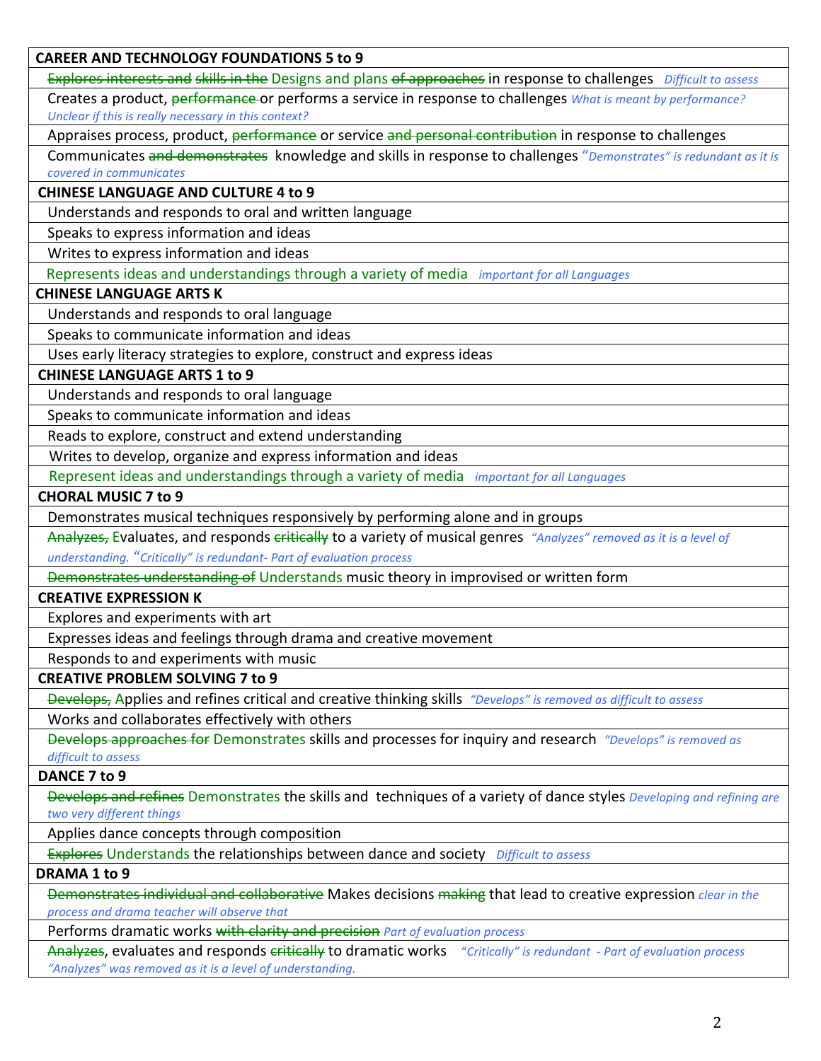| CAREER AND TECHNOLOGY FOUNDATIONS 5 to 9 |
|---|
| ~~Explores interests and~~ ~~skills in the~~ Designs and plans ~~of approaches~~ in response to challenges *Difficult to assess* |
| Creates a product, ~~performance~~ or performs a service in response to challenges *What is meant by performance? Unclear if this is really necessary in this context?* |
| Appraises process, product, ~~performance~~ or service ~~and personal contribution~~ in response to challenges |
| Communicates ~~and demonstrates~~ knowledge and skills in response to challenges *"Demonstrates" is redundant as it is covered in communicates* |
| **CHINESE LANGUAGE AND CULTURE 4 to 9** |
| Understands and responds to oral and written language |
| Speaks to express information and ideas |
| Writes to express information and ideas |
| Represents ideas and understandings through a variety of media *important for all Languages* |
| **CHINESE LANGUAGE ARTS K** |
| Understands and responds to oral language |
| Speaks to communicate information and ideas |
| Uses early literacy strategies to explore, construct and express ideas |
| **CHINESE LANGUAGE ARTS 1 to 9** |
| Understands and responds to oral language |
| Speaks to communicate information and ideas |
| Reads to explore, construct and extend understanding |
| Writes to develop, organize and express information and ideas |
| Represent ideas and understandings through a variety of media *important for all Languages* |
| **CHORAL MUSIC 7 to 9** |
| Demonstrates musical techniques responsively by performing alone and in groups |
| ~~Analyzes,~~ Evaluates, and responds ~~critically~~ to a variety of musical genres *"Analyzes" removed as it is a level of understanding. "Critically" is redundant- Part of evaluation process* |
| ~~Demonstrates understanding of~~ Understands music theory in improvised or written form |
| **CREATIVE EXPRESSION K** |
| Explores and experiments with art |
| Expresses ideas and feelings through drama and creative movement |
| Responds to and experiments with music |
| **CREATIVE PROBLEM SOLVING 7 to 9** |
| ~~Develops,~~ Applies and refines critical and creative thinking skills *"Develops" is removed as difficult to assess* |
| Works and collaborates effectively with others |
| ~~Develops approaches for~~ Demonstrates skills and processes for inquiry and research *"Develops" is removed as difficult to assess* |
| **DANCE 7 to 9** |
| ~~Develops and refines~~ Demonstrates the skills and techniques of a variety of dance styles *Developing and refining are two very different things* |
| Applies dance concepts through composition |
| ~~Explores~~ Understands the relationships between dance and society *Difficult to assess* |
| **DRAMA 1 to 9** |
| ~~Demonstrates individual and collaborative~~ Makes decisions ~~making~~ that lead to creative expression *clear in the process and drama teacher will observe that* |
| Performs dramatic works ~~with clarity and precision~~ *Part of evaluation process* |
| ~~Analyzes~~, evaluates and responds ~~critically~~ to dramatic works *"Critically" is redundant - Part of evaluation process "Analyzes" was removed as it is a level of understanding.* |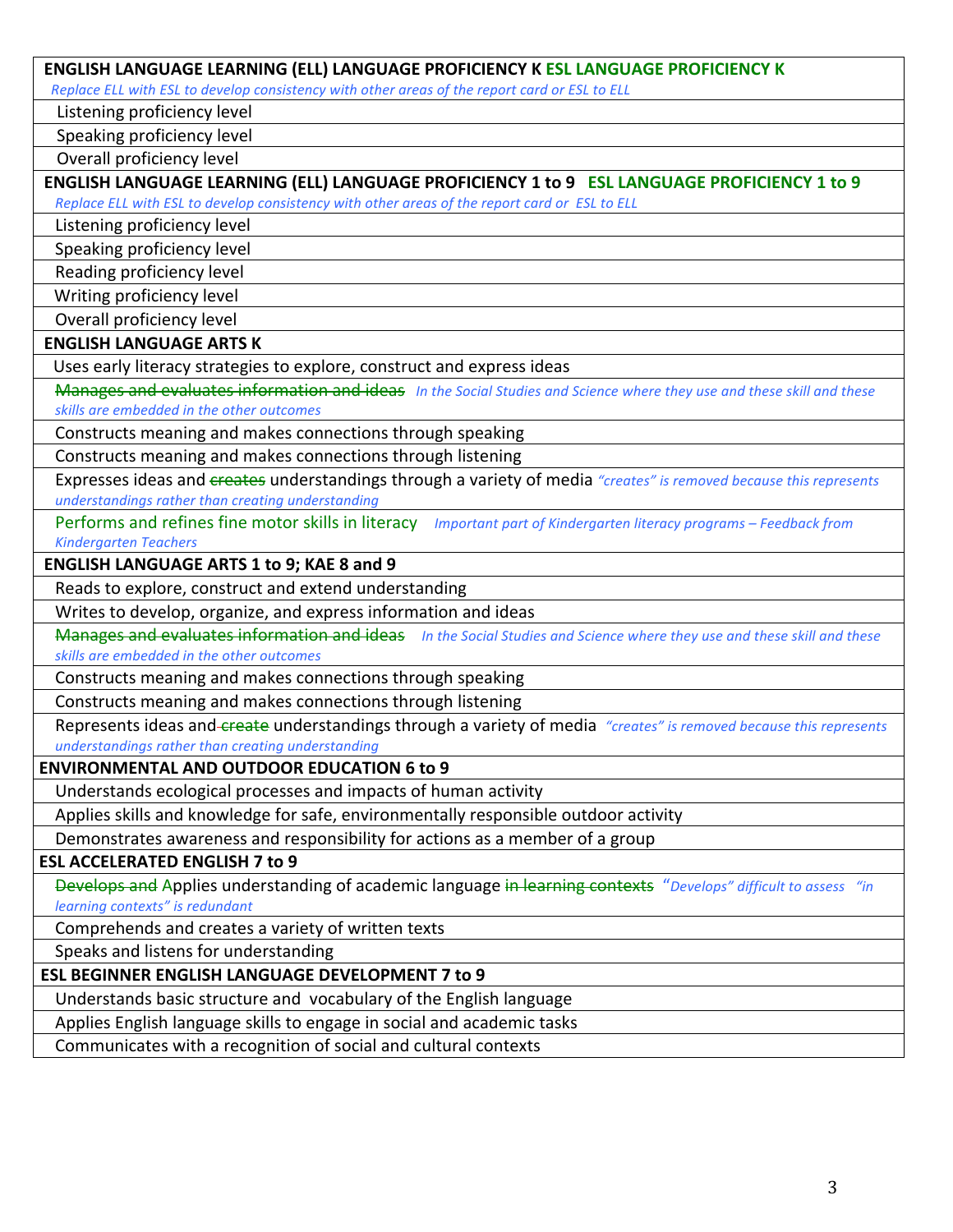| ENGLISH LANGUAGE LEARNING (ELL) LANGUAGE PROFICIENCY K ESL LANGUAGE PROFICIENCY K *Replace ELL with ESL to develop consistency with other areas of the report card or ESL to ELL* |
|---|
| Listening proficiency level |
| Speaking proficiency level |
| Overall proficiency level |
| **ENGLISH LANGUAGE LEARNING (ELL) LANGUAGE PROFICIENCY 1 to 9 ESL LANGUAGE PROFICIENCY 1 to 9** *Replace ELL with ESL to develop consistency with other areas of the report card or ESL to ELL* |
| Listening proficiency level |
| Speaking proficiency level |
| Reading proficiency level |
| Writing proficiency level |
| Overall proficiency level |
| **ENGLISH LANGUAGE ARTS K** |
| Uses early literacy strategies to explore, construct and express ideas |
| ~~Manages and evaluates information and ideas~~ *In the Social Studies and Science where they use and these skill and these skills are embedded in the other outcomes* |
| Constructs meaning and makes connections through speaking |
| Constructs meaning and makes connections through listening |
| Expresses ideas and ~~creates~~ understandings through a variety of media *"creates" is removed because this represents understandings rather than creating understanding* |
| Performs and refines fine motor skills in literacy *Important part of Kindergarten literacy programs – Feedback from Kindergarten Teachers* |
| **ENGLISH LANGUAGE ARTS 1 to 9; KAE 8 and 9** |
| Reads to explore, construct and extend understanding |
| Writes to develop, organize, and express information and ideas |
| ~~Manages and evaluates information and ideas~~ *In the Social Studies and Science where they use and these skill and these skills are embedded in the other outcomes* |
| Constructs meaning and makes connections through speaking |
| Constructs meaning and makes connections through listening |
| Represents ideas and ~~create~~ understandings through a variety of media *"creates" is removed because this represents understandings rather than creating understanding* |
| **ENVIRONMENTAL AND OUTDOOR EDUCATION 6 to 9** |
| Understands ecological processes and impacts of human activity |
| Applies skills and knowledge for safe, environmentally responsible outdoor activity |
| Demonstrates awareness and responsibility for actions as a member of a group |
| **ESL ACCELERATED ENGLISH 7 to 9** |
| ~~Develops and~~ Applies understanding of academic language ~~in learning contexts~~ *"Develops" difficult to assess "in learning contexts" is redundant* |
| Comprehends and creates a variety of written texts |
| Speaks and listens for understanding |
| **ESL BEGINNER ENGLISH LANGUAGE DEVELOPMENT 7 to 9** |
| Understands basic structure and vocabulary of the English language |
| Applies English language skills to engage in social and academic tasks |
| Communicates with a recognition of social and cultural contexts |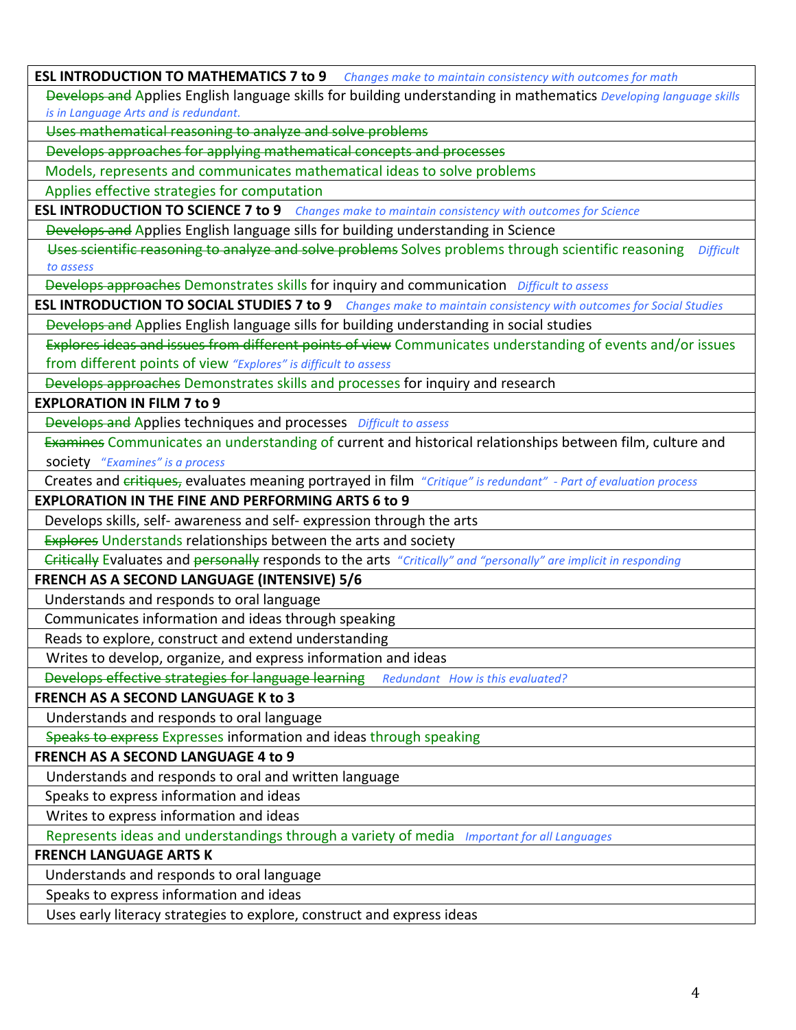| **ESL INTRODUCTION TO MATHEMATICS 7 to 9** *Changes make to maintain consistency with outcomes for math* |
|---|
| ~~Develops and~~ Applies English language skills for building understanding in mathematics *Developing language skills is in Language Arts and is redundant.* |
| ~~Uses mathematical reasoning to analyze and solve problems~~ |
| ~~Develops approaches for applying mathematical concepts and processes~~ |
| Models, represents and communicates mathematical ideas to solve problems |
| Applies effective strategies for computation |
| **ESL INTRODUCTION TO SCIENCE 7 to 9** *Changes make to maintain consistency with outcomes for Science* |
| ~~Develops and~~ Applies English language sills for building understanding in Science |
| ~~Uses scientific reasoning to analyze and solve problems~~ Solves problems through scientific reasoning *Difficult to assess* |
| ~~Develops approaches~~ Demonstrates skills for inquiry and communication *Difficult to assess* |
| **ESL INTRODUCTION TO SOCIAL STUDIES 7 to 9** *Changes make to maintain consistency with outcomes for Social Studies* |
| ~~Develops and~~ Applies English language sills for building understanding in social studies |
| ~~Explores ideas and issues from different points of view~~ Communicates understanding of events and/or issues from different points of view *"Explores" is difficult to assess* |
| ~~Develops approaches~~ Demonstrates skills and processes for inquiry and research |
| **EXPLORATION IN FILM 7 to 9** |
| ~~Develops and~~ Applies techniques and processes *Difficult to assess* |
| ~~Examines~~ Communicates an understanding of current and historical relationships between film, culture and society *"Examines" is a process* |
| Creates and ~~critiques,~~ evaluates meaning portrayed in film *"Critique" is redundant" - Part of evaluation process* |
| **EXPLORATION IN THE FINE AND PERFORMING ARTS 6 to 9** |
| Develops skills, self- awareness and self- expression through the arts |
| ~~Explores~~ Understands relationships between the arts and society |
| ~~Critically~~ Evaluates and ~~personally~~ responds to the arts *"Critically" and "personally" are implicit in responding* |
| **FRENCH AS A SECOND LANGUAGE (INTENSIVE) 5/6** |
| Understands and responds to oral language |
| Communicates information and ideas through speaking |
| Reads to explore, construct and extend understanding |
| Writes to develop, organize, and express information and ideas |
| ~~Develops effective strategies for language learning~~ *Redundant How is this evaluated?* |
| **FRENCH AS A SECOND LANGUAGE K to 3** |
| Understands and responds to oral language |
| ~~Speaks to express~~ Expresses information and ideas through speaking |
| **FRENCH AS A SECOND LANGUAGE 4 to 9** |
| Understands and responds to oral and written language |
| Speaks to express information and ideas |
| Writes to express information and ideas |
| Represents ideas and understandings through a variety of media *Important for all Languages* |
| **FRENCH LANGUAGE ARTS K** |
| Understands and responds to oral language |
| Speaks to express information and ideas |
| Uses early literacy strategies to explore, construct and express ideas |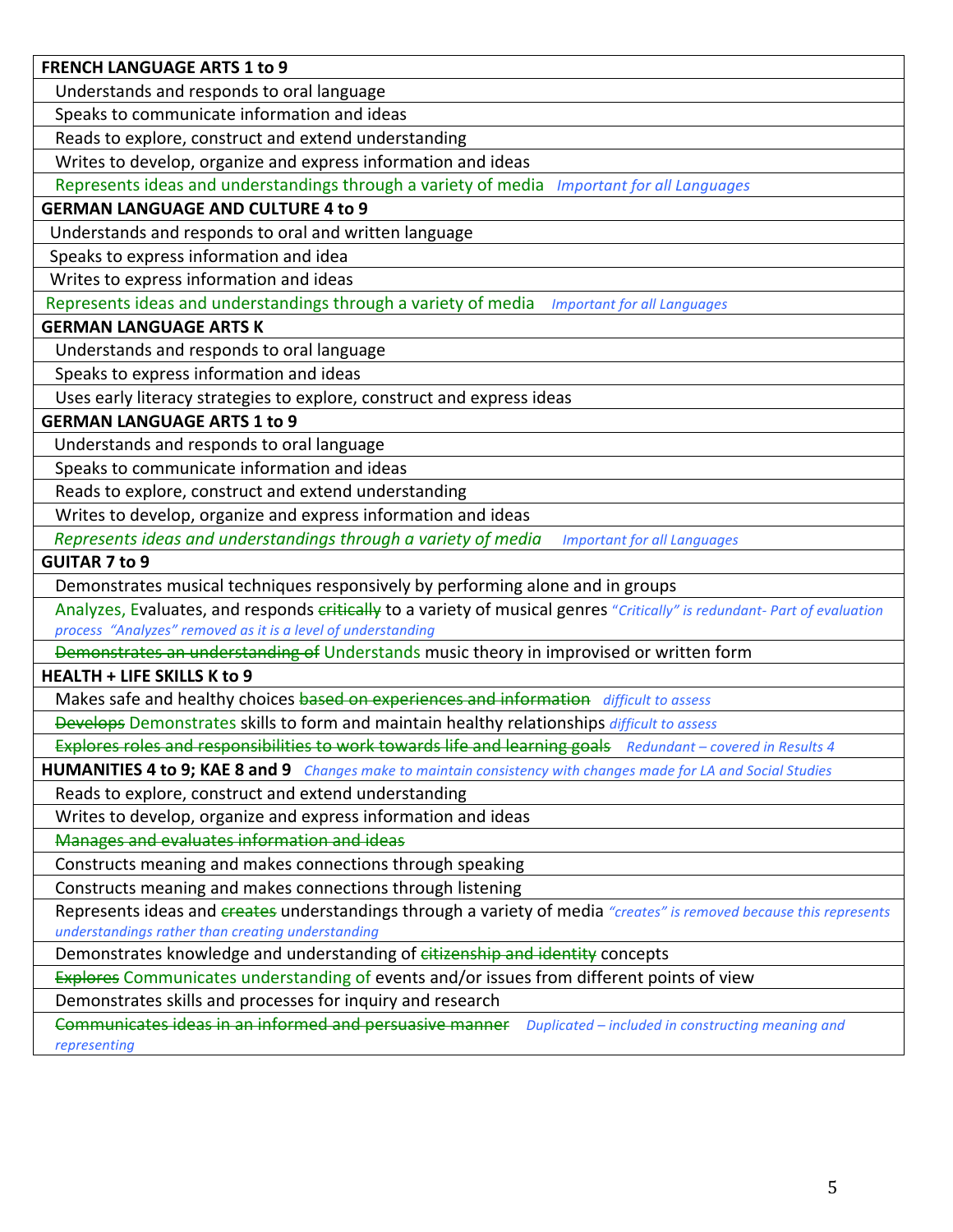| FRENCH LANGUAGE ARTS 1 to 9 |
|---|
| Understands and responds to oral language |
| Speaks to communicate information and ideas |
| Reads to explore, construct and extend understanding |
| Writes to develop, organize and express information and ideas |
| Represents ideas and understandings through a variety of media *Important for all Languages* |
| **GERMAN LANGUAGE AND CULTURE 4 to 9** |
| Understands and responds to oral and written language |
| Speaks to express information and idea |
| Writes to express information and ideas |
| Represents ideas and understandings through a variety of media *Important for all Languages* |
| **GERMAN LANGUAGE ARTS K** |
| Understands and responds to oral language |
| Speaks to express information and ideas |
| Uses early literacy strategies to explore, construct and express ideas |
| **GERMAN LANGUAGE ARTS 1 to 9** |
| Understands and responds to oral language |
| Speaks to communicate information and ideas |
| Reads to explore, construct and extend understanding |
| Writes to develop, organize and express information and ideas |
| *Represents ideas and understandings through a variety of media* *Important for all Languages* |
| **GUITAR 7 to 9** |
| Demonstrates musical techniques responsively by performing alone and in groups |
| Analyzes, Evaluates, and responds ~~critically~~ to a variety of musical genres *"Critically" is redundant- Part of evaluation process "Analyzes" removed as it is a level of understanding* |
| ~~Demonstrates an understanding of~~ Understands music theory in improvised or written form |
| **HEALTH + LIFE SKILLS K to 9** |
| Makes safe and healthy choices ~~based on experiences and information~~ *difficult to assess* |
| ~~Develops~~ Demonstrates skills to form and maintain healthy relationships *difficult to assess* |
| ~~Explores roles and responsibilities to work towards life and learning goals~~ *Redundant – covered in Results 4* |
| **HUMANITIES 4 to 9; KAE 8 and 9** *Changes make to maintain consistency with changes made for LA and Social Studies* |
| Reads to explore, construct and extend understanding |
| Writes to develop, organize and express information and ideas |
| ~~Manages and evaluates information and ideas~~ |
| Constructs meaning and makes connections through speaking |
| Constructs meaning and makes connections through listening |
| Represents ideas and ~~creates~~ understandings through a variety of media *"creates" is removed because this represents understandings rather than creating understanding* |
| Demonstrates knowledge and understanding of ~~citizenship and identity~~ concepts |
| ~~Explores~~ Communicates understanding of events and/or issues from different points of view |
| Demonstrates skills and processes for inquiry and research |
| ~~Communicates ideas in an informed and persuasive manner~~ *Duplicated – included in constructing meaning and representing* |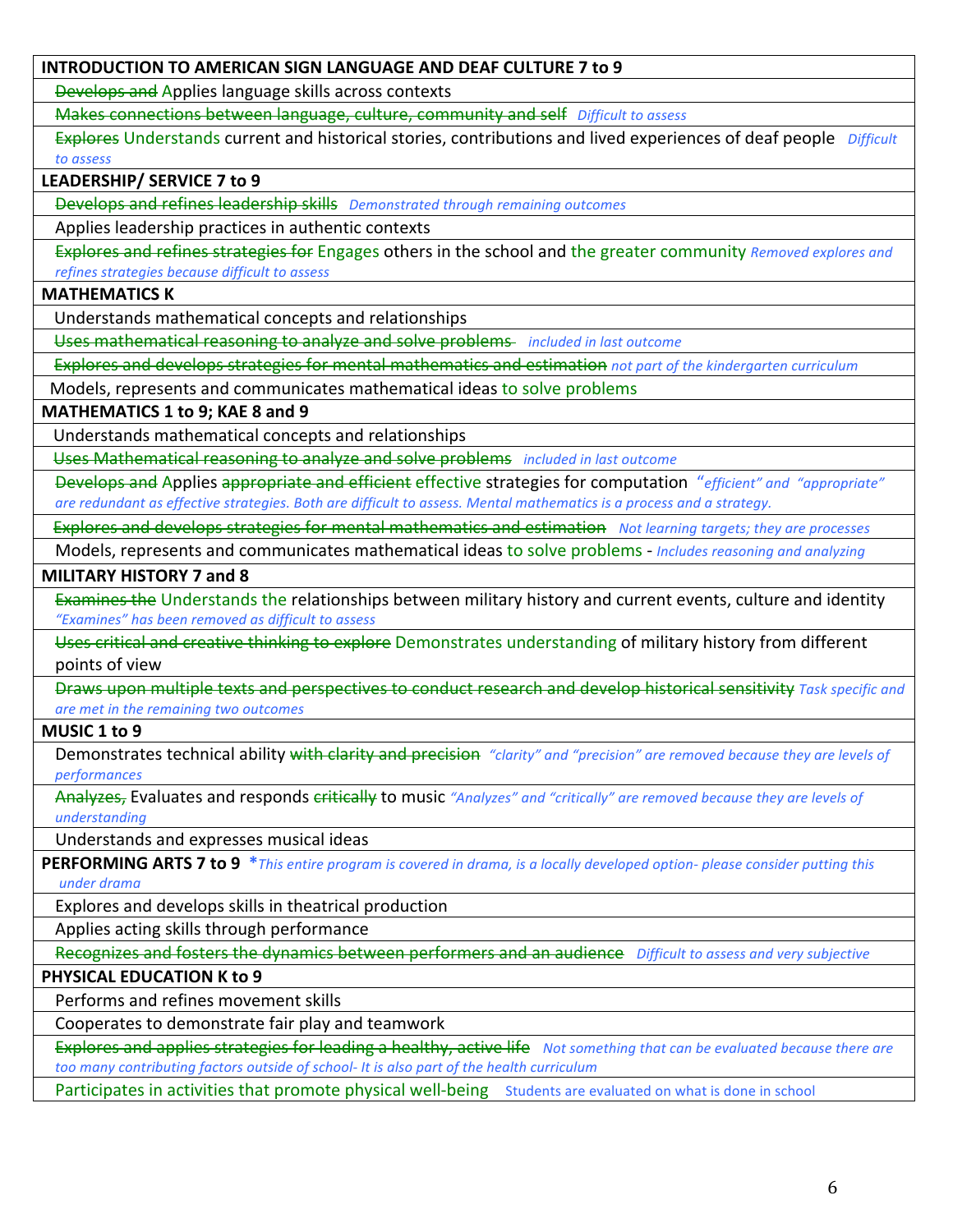| INTRODUCTION TO AMERICAN SIGN LANGUAGE AND DEAF CULTURE 7 to 9 |
|---|
| ~~Develops and~~ Applies language skills across contexts |
| ~~Makes connections between language, culture, community and self~~ *Difficult to assess* |
| ~~Explores~~ Understands current and historical stories, contributions and lived experiences of deaf people *Difficult to assess* |
| **LEADERSHIP/ SERVICE 7 to 9** |
| ~~Develops and refines leadership skills~~ *Demonstrated through remaining outcomes* |
| Applies leadership practices in authentic contexts |
| ~~Explores and refines strategies for~~ Engages others in the school and the greater community *Removed explores and refines strategies because difficult to assess* |
| **MATHEMATICS K** |
| Understands mathematical concepts and relationships |
| ~~Uses mathematical reasoning to analyze and solve problems~~ *included in last outcome* |
| ~~Explores and develops strategies for mental mathematics and estimation~~ *not part of the kindergarten curriculum* |
| Models, represents and communicates mathematical ideas to solve problems |
| **MATHEMATICS 1 to 9; KAE 8 and 9** |
| Understands mathematical concepts and relationships |
| ~~Uses Mathematical reasoning to analyze and solve problems~~ *included in last outcome* |
| ~~Develops and~~ Applies ~~appropriate and efficient~~ effective strategies for computation *"efficient" and "appropriate" are redundant as effective strategies. Both are difficult to assess. Mental mathematics is a process and a strategy.* |
| ~~Explores and develops strategies for mental mathematics and estimation~~ *Not learning targets; they are processes* |
| Models, represents and communicates mathematical ideas to solve problems - *Includes reasoning and analyzing* |
| **MILITARY HISTORY 7 and 8** |
| ~~Examines the~~ Understands the relationships between military history and current events, culture and identity *"Examines" has been removed as difficult to assess* |
| ~~Uses critical and creative thinking to explore~~ Demonstrates understanding of military history from different points of view |
| ~~Draws upon multiple texts and perspectives to conduct research and develop historical sensitivity~~ *Task specific and are met in the remaining two outcomes* |
| **MUSIC 1 to 9** |
| Demonstrates technical ability ~~with clarity and precision~~ *"clarity" and "precision" are removed because they are levels of performances* |
| ~~Analyzes,~~ Evaluates and responds ~~critically~~ to music *"Analyzes" and "critically" are removed because they are levels of understanding* |
| Understands and expresses musical ideas |
| **PERFORMING ARTS 7 to 9** *\*This entire program is covered in drama, is a locally developed option- please consider putting this under drama* |
| Explores and develops skills in theatrical production |
| Applies acting skills through performance |
| ~~Recognizes and fosters the dynamics between performers and an audience~~ *Difficult to assess and very subjective* |
| **PHYSICAL EDUCATION K to 9** |
| Performs and refines movement skills |
| Cooperates to demonstrate fair play and teamwork |
| ~~Explores and applies strategies for leading a healthy, active life~~ *Not something that can be evaluated because there are too many contributing factors outside of school- It is also part of the health curriculum* |
| Participates in activities that promote physical well-being Students are evaluated on what is done in school |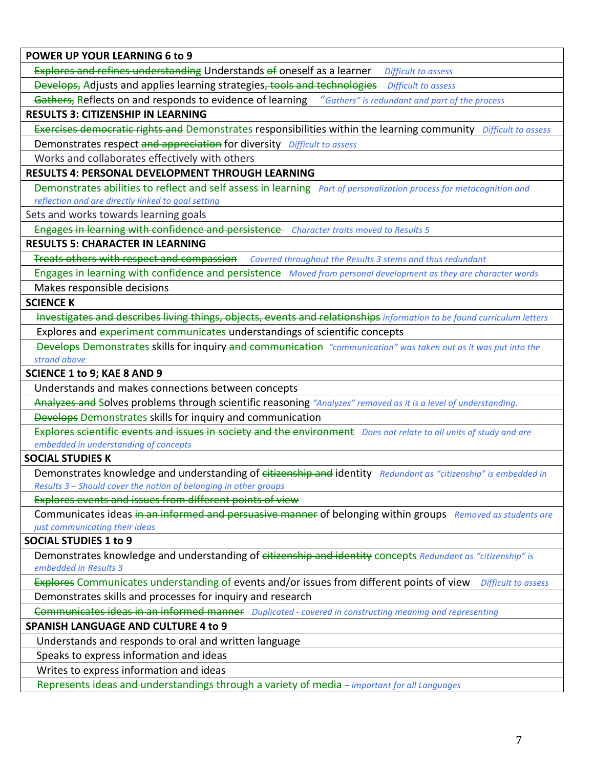| POWER UP YOUR LEARNING 6 to 9 |
|---|
| ~~Explores and refines understanding~~ Understands ~~of~~ oneself as a learner *Difficult to assess* |
| ~~Develops,~~ Adjusts and applies learning strategies~~, tools and technologies~~ *Difficult to assess* |
| ~~Gathers,~~ Reflects on and responds to evidence of learning *"Gathers" is redundant and part of the process* |
| **RESULTS 3: CITIZENSHIP IN LEARNING** |
| ~~Exercises democratic rights and~~ Demonstrates responsibilities within the learning community *Difficult to assess* |
| Demonstrates respect ~~and appreciation~~ for diversity *Difficult to assess* |
| Works and collaborates effectively with others |
| **RESULTS 4: PERSONAL DEVELOPMENT THROUGH LEARNING** |
| Demonstrates abilities to reflect and self assess in learning *Part of personalization process for metacognition and reflection and are directly linked to goal setting* |
| Sets and works towards learning goals |
| ~~Engages in learning with confidence and persistence~~ *Character traits moved to Results 5* |
| **RESULTS 5: CHARACTER IN LEARNING** |
| ~~Treats others with respect and compassion~~ *Covered throughout the Results 3 stems and thus redundant* |
| Engages in learning with confidence and persistence *Moved from personal development as they are character words* |
| Makes responsible decisions |
| **SCIENCE K** |
| ~~Investigates and describes living things, objects, events and relationships~~ *information to be found curriculum letters* |
| Explores and ~~experiment~~ communicates understandings of scientific concepts |
| ~~Develops~~ Demonstrates skills for inquiry ~~and communication~~ *"communication" was taken out as it was put into the strand above* |
| **SCIENCE 1 to 9; KAE 8 AND 9** |
| Understands and makes connections between concepts |
| ~~Analyzes and~~ Solves problems through scientific reasoning *"Analyzes" removed as it is a level of understanding.* |
| ~~Develops~~ Demonstrates skills for inquiry and communication |
| ~~Explores scientific events and issues in society and the environment~~ *Does not relate to all units of study and are embedded in understanding of concepts* |
| **SOCIAL STUDIES K** |
| Demonstrates knowledge and understanding of ~~citizenship and~~ identity *Redundant as "citizenship" is embedded in Results 3 – Should cover the notion of belonging in other groups* |
| ~~Explores events and issues from different points of view~~ |
| Communicates ideas ~~in an informed and persuasive manner~~ of belonging within groups *Removed as students are just communicating their ideas* |
| **SOCIAL STUDIES 1 to 9** |
| Demonstrates knowledge and understanding of ~~citizenship and identity~~ concepts *Redundant as "citizenship" is embedded in Results 3* |
| ~~Explores~~ Communicates understanding of events and/or issues from different points of view *Difficult to assess* |
| Demonstrates skills and processes for inquiry and research |
| ~~Communicates ideas in an informed manner~~ *Duplicated - covered in constructing meaning and representing* |
| **SPANISH LANGUAGE AND CULTURE 4 to 9** |
| Understands and responds to oral and written language |
| Speaks to express information and ideas |
| Writes to express information and ideas |
| Represents ideas and understandings through a variety of media *– important for all Languages* |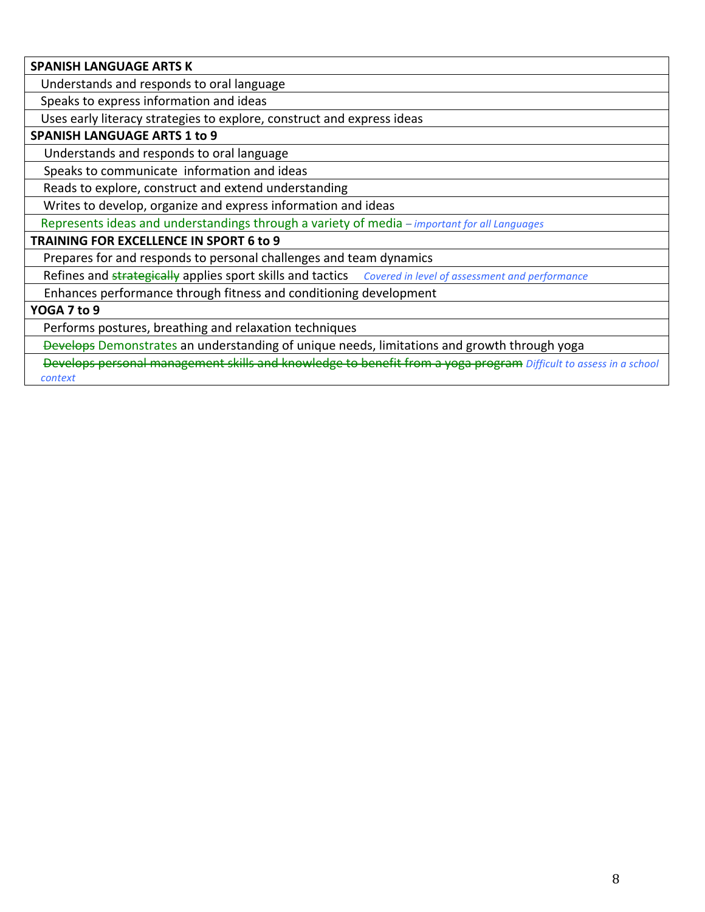| |
|---|
| **SPANISH LANGUAGE ARTS K** |
| Understands and responds to oral language |
| Speaks to express information and ideas |
| Uses early literacy strategies to explore, construct and express ideas |
| **SPANISH LANGUAGE ARTS 1 to 9** |
| Understands and responds to oral language |
| Speaks to communicate information and ideas |
| Reads to explore, construct and extend understanding |
| Writes to develop, organize and express information and ideas |
| Represents ideas and understandings through a variety of media *– important for all Languages* |
| **TRAINING FOR EXCELLENCE IN SPORT 6 to 9** |
| Prepares for and responds to personal challenges and team dynamics |
| Refines and ~~strategically~~ applies sport skills and tactics *Covered in level of assessment and performance* |
| Enhances performance through fitness and conditioning development |
| **YOGA 7 to 9** |
| Performs postures, breathing and relaxation techniques |
| ~~Develops~~ Demonstrates an understanding of unique needs, limitations and growth through yoga |
| ~~Develops personal management skills and knowledge to benefit from a yoga program~~ *Difficult to assess in a school context* |